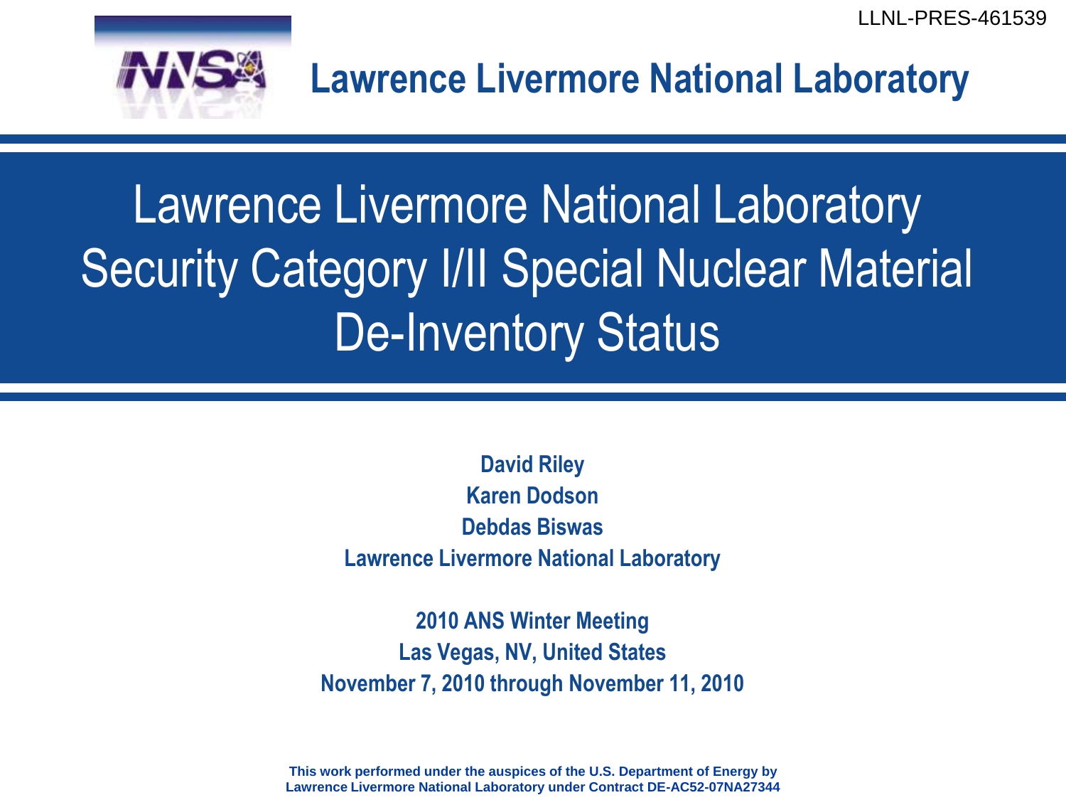LLNL-PRES-461539

**Lawrence Livermore National Laboratory**

# Lawrence Livermore National Laboratory Security Category I/II Special Nuclear Material De-Inventory Status

**David Riley**
**Karen Dodson**
**Debdas Biswas**
**Lawrence Livermore National Laboratory**

**2010 ANS Winter Meeting**
**Las Vegas, NV, United States**
**November 7, 2010 through November 11, 2010**

**This work performed under the auspices of the U.S. Department of Energy by Lawrence Livermore National Laboratory under Contract DE-AC52-07NA27344**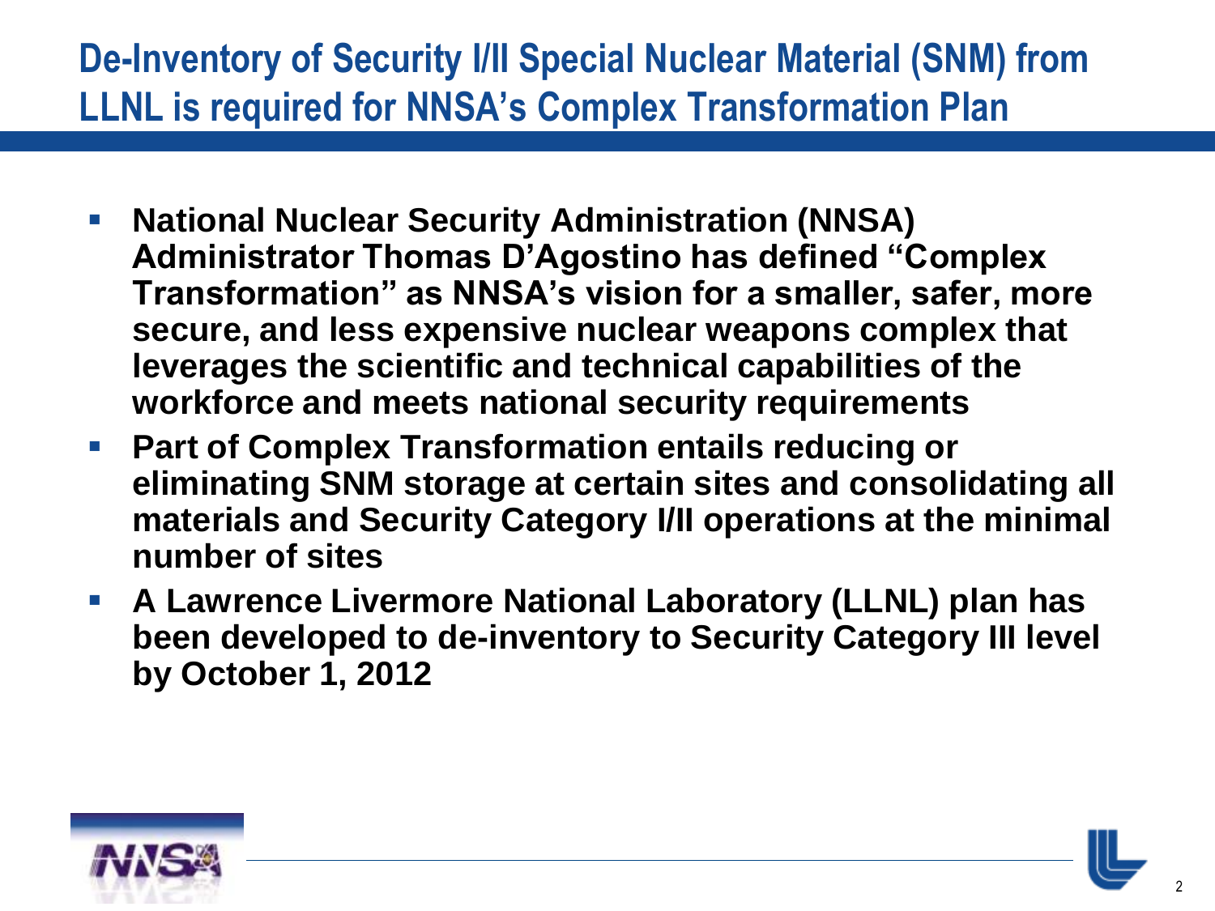## De-Inventory of Security I/II Special Nuclear Material (SNM) from LLNL is required for NNSA's Complex Transformation Plan

- **National Nuclear Security Administration (NNSA) Administrator Thomas D'Agostino has defined "Complex Transformation" as NNSA's vision for a smaller, safer, more secure, and less expensive nuclear weapons complex that leverages the scientific and technical capabilities of the workforce and meets national security requirements**
- **Part of Complex Transformation entails reducing or eliminating SNM storage at certain sites and consolidating all materials and Security Category I/II operations at the minimal number of sites**
- **A Lawrence Livermore National Laboratory (LLNL) plan has been developed to de-inventory to Security Category III level by October 1, 2012**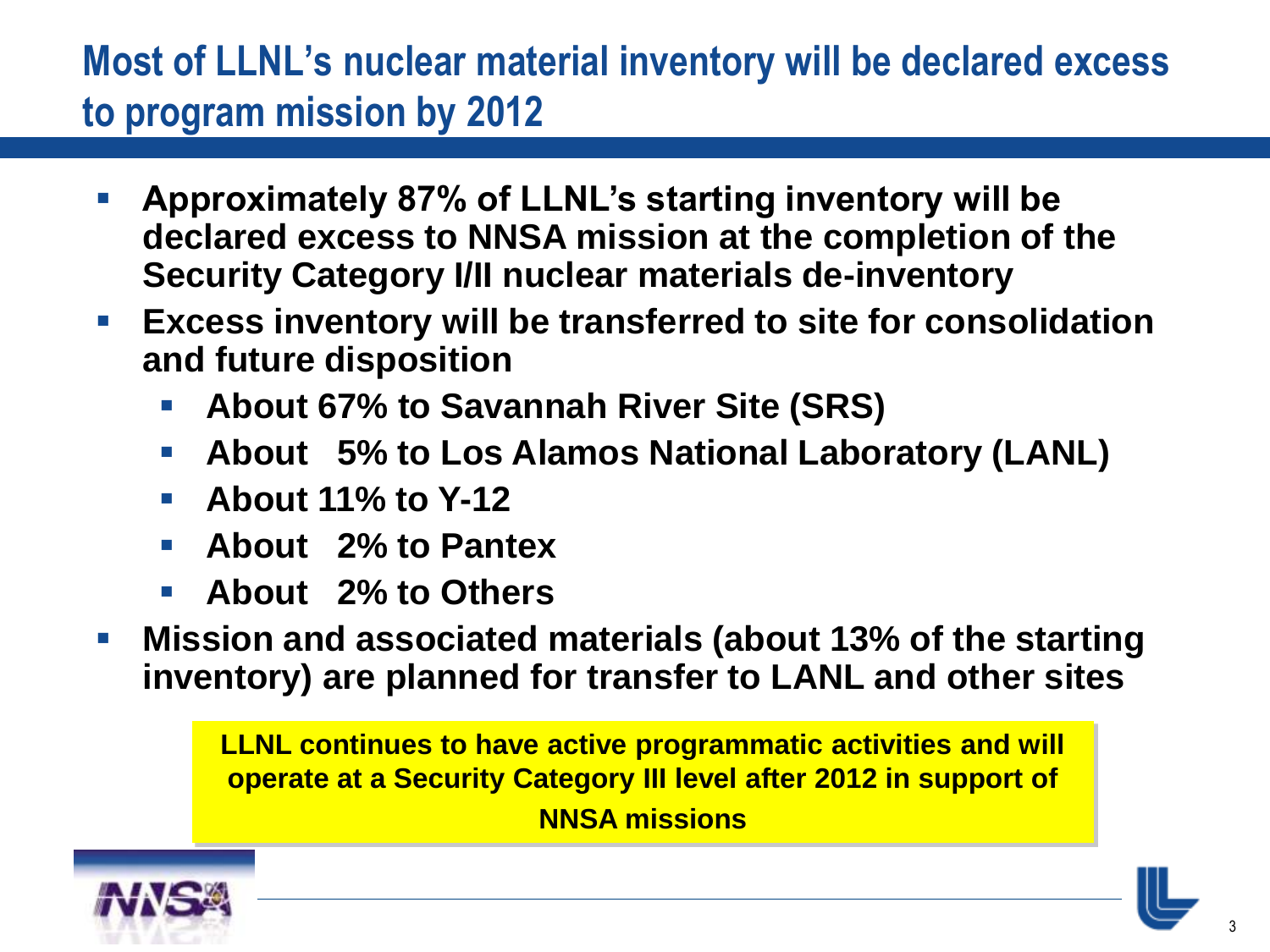# Most of LLNL's nuclear material inventory will be declared excess to program mission by 2012

- **Approximately 87% of LLNL's starting inventory will be declared excess to NNSA mission at the completion of the Security Category I/II nuclear materials de-inventory**
- **Excess inventory will be transferred to site for consolidation and future disposition**
  - **About 67% to Savannah River Site (SRS)**
  - **About 5% to Los Alamos National Laboratory (LANL)**
  - **About 11% to Y-12**
  - **About 2% to Pantex**
  - **About 2% to Others**
- **Mission and associated materials (about 13% of the starting inventory) are planned for transfer to LANL and other sites**

**LLNL continues to have active programmatic activities and will operate at a Security Category III level after 2012 in support of NNSA missions**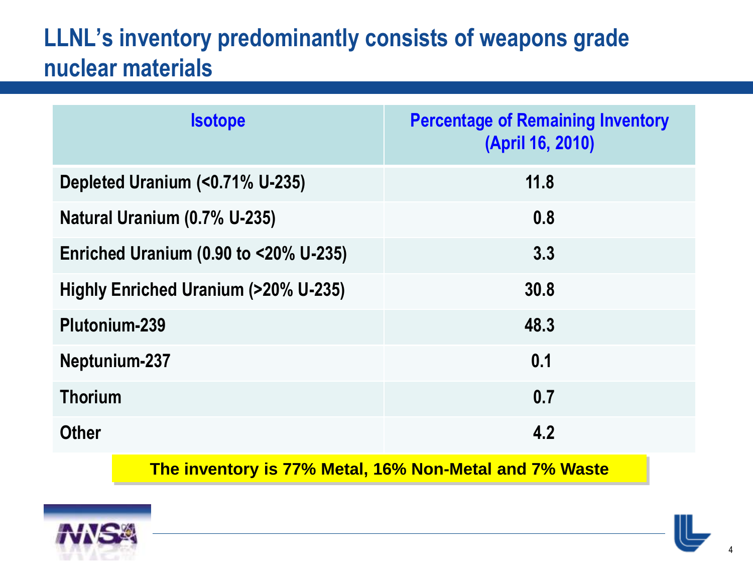# LLNL's inventory predominantly consists of weapons grade nuclear materials

| Isotope | Percentage of Remaining Inventory (April 16, 2010) |
| --- | --- |
| Depleted Uranium (<0.71% U-235) | 11.8 |
| Natural Uranium (0.7% U-235) | 0.8 |
| Enriched Uranium (0.90 to <20% U-235) | 3.3 |
| Highly Enriched Uranium (>20% U-235) | 30.8 |
| Plutonium-239 | 48.3 |
| Neptunium-237 | 0.1 |
| Thorium | 0.7 |
| Other | 4.2 |

**The inventory is 77% Metal, 16% Non-Metal and 7% Waste**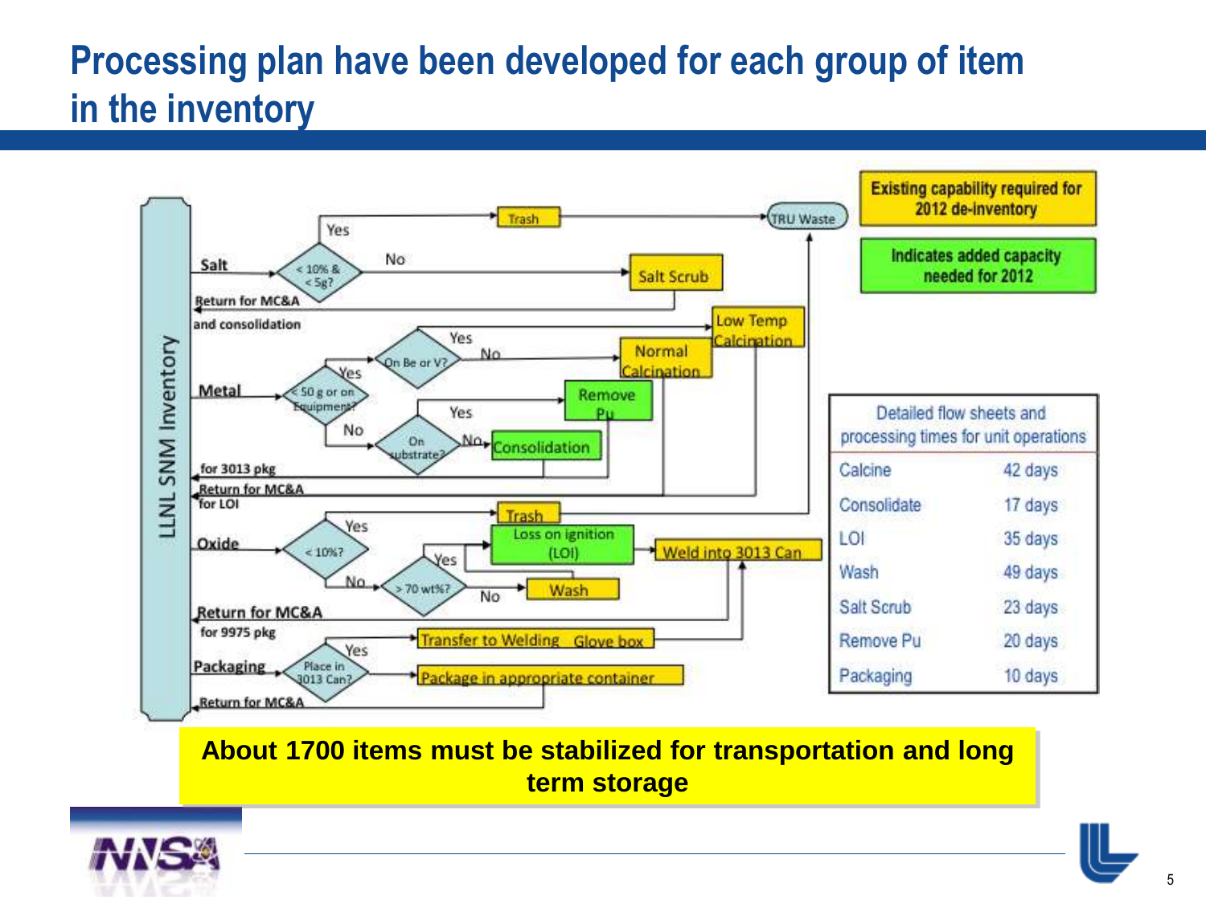# Processing plan have been developed for each group of item in the inventory

LLNL SNM Inventory

- **Salt** → < 10% & < 5g?
  - Yes → Trash → TRU Waste
  - No → Salt Scrub → Return for MC&A and consolidation
- **Metal** → < 50 g or on Equipment?
  - Yes → On Be or V?
    - Yes → Low Temp Calcination
    - No → Normal Calcination
  - No → On Substrate?
    - Yes → Remove Pu
    - No → Consolidation → for 3013 pkg
  - Return for MC&A for LOI
- **Oxide** → < 10%?
  - Yes → Trash → TRU Waste
  - No → > 70 wt%?
    - Yes → Loss on ignition (LOI) → Weld into 3013 Can
    - No → Wash
  - Return for MC&A for 9975 pkg
- **Packaging** → Place in 3013 Can?
  - Yes → Transfer to Welding Glove box
  - Package in appropriate container
  - Return for MC&A

Existing capability required for 2012 de-inventory

Indicates added capacity needed for 2012

Detailed flow sheets and processing times for unit operations

| Operation | Time |
|---|---|
| Calcine | 42 days |
| Consolidate | 17 days |
| LOI | 35 days |
| Wash | 49 days |
| Salt Scrub | 23 days |
| Remove Pu | 20 days |
| Packaging | 10 days |

**About 1700 items must be stabilized for transportation and long term storage**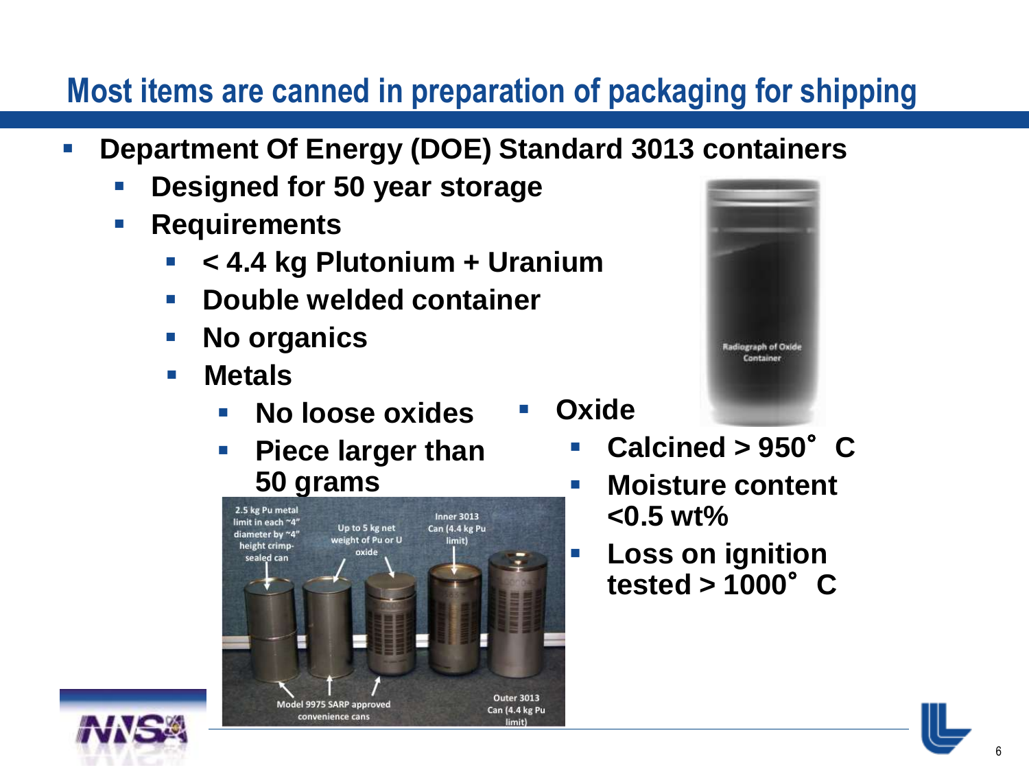# Most items are canned in preparation of packaging for shipping

- Department Of Energy (DOE) Standard 3013 containers
  - Designed for 50 year storage
  - Requirements
    - < 4.4 kg Plutonium + Uranium
    - Double welded container
    - No organics
    - Metals
      - No loose oxides
      - Piece larger than 50 grams
    - Oxide
      - Calcined > 950° C
      - Moisture content <0.5 wt%
      - Loss on ignition tested > 1000° C

Radiograph of Oxide Container

2.5 kg Pu metal limit in each ~4" diameter by ~4" height crimp-sealed can

Up to 5 kg net weight of Pu or U oxide

Inner 3013 Can (4.4 kg Pu limit)

Model 9975 SARP approved convenience cans

Outer 3013 Can (4.4 kg Pu limit)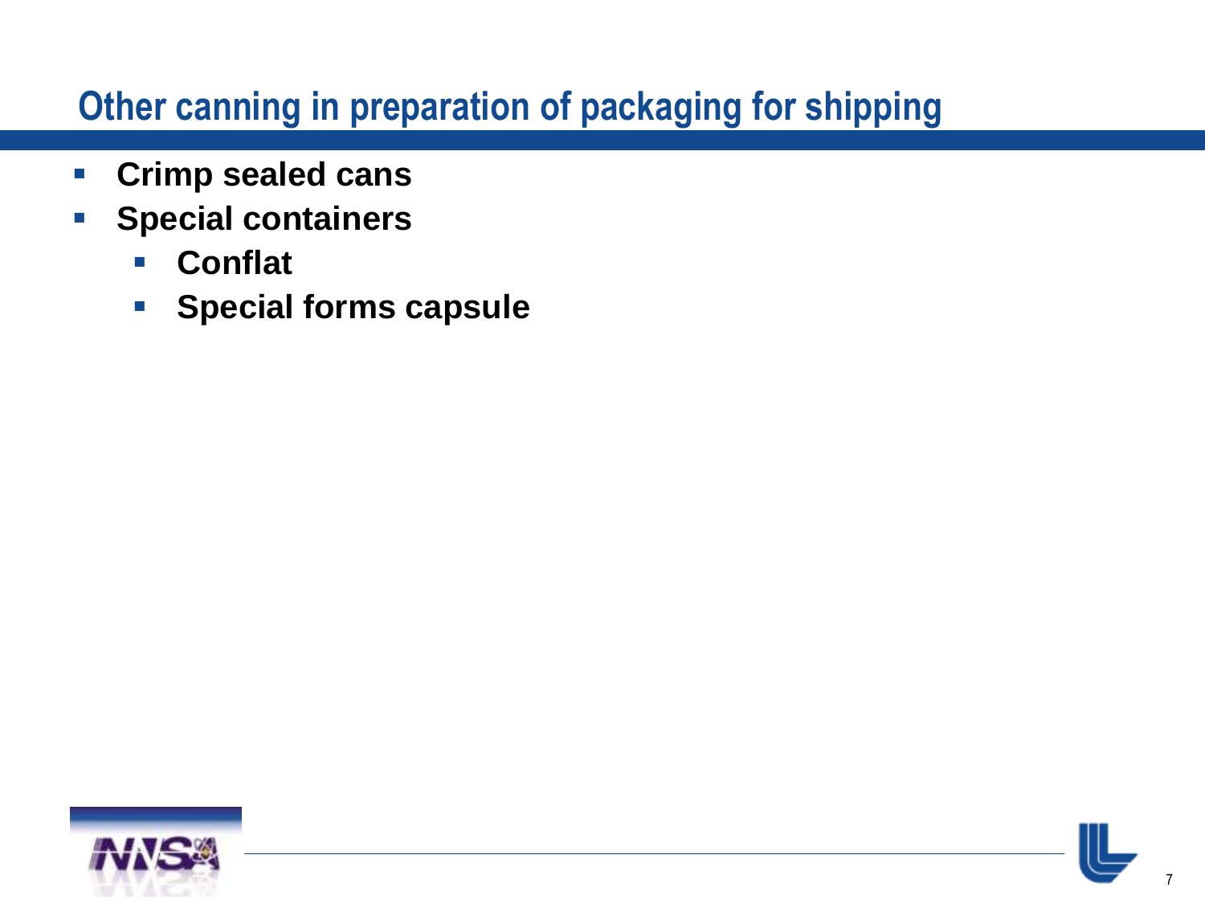# Other canning in preparation of packaging for shipping

- **Crimp sealed cans**
- **Special containers**
  - **Conflat**
  - **Special forms capsule**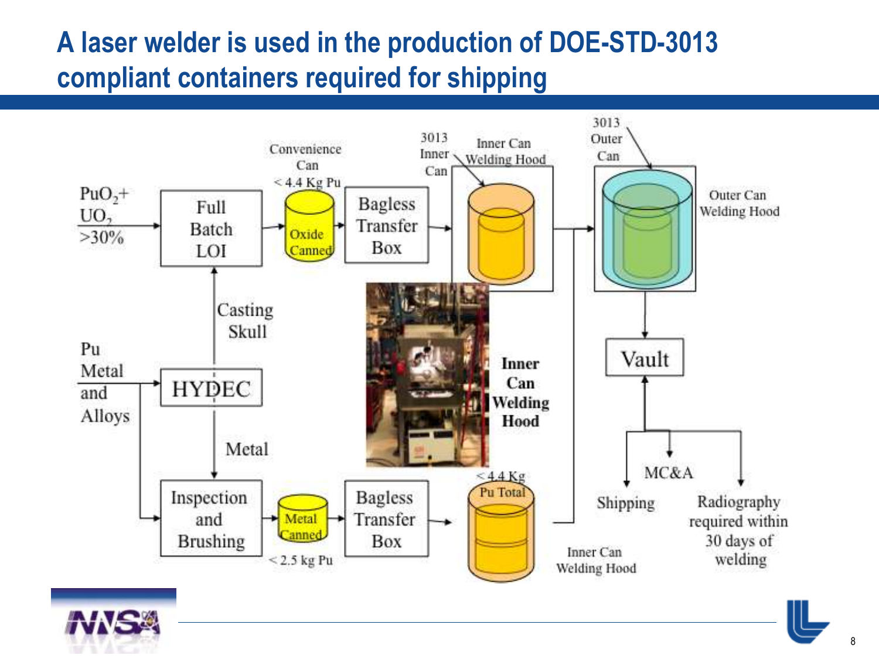# A laser welder is used in the production of DOE-STD-3013 compliant containers required for shipping

$PuO_2$+ $UO_2$ >30%

Full Batch LOI

Convenience Can < 4.4 Kg Pu

Oxide Canned

Bagless Transfer Box

3013 Inner Can

Inner Can Welding Hood

3013 Outer Can

Outer Can Welding Hood

Casting Skull

Pu Metal and Alloys

HYDEC

Metal

Inspection and Brushing

Metal Canned

< 2.5 kg Pu

Bagless Transfer Box

**Inner Can Welding Hood**

< 4.4 Kg Pu Total

Inner Can Welding Hood

Vault

MC&A

Shipping

Radiography required within 30 days of welding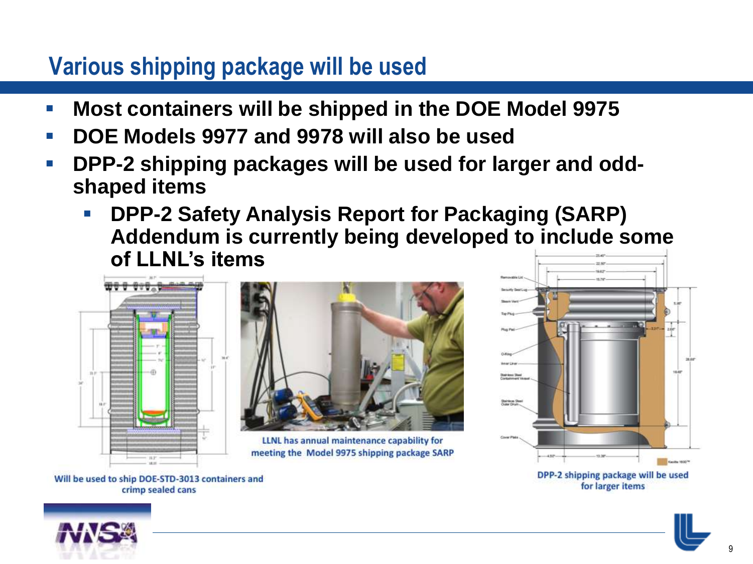## Various shipping package will be used

- **Most containers will be shipped in the DOE Model 9975**
- **DOE Models 9977 and 9978 will also be used**
- **DPP-2 shipping packages will be used for larger and odd-shaped items**
  - **DPP-2 Safety Analysis Report for Packaging (SARP) Addendum is currently being developed to include some of LLNL's items**

Will be used to ship DOE-STD-3013 containers and crimp sealed cans

LLNL has annual maintenance capability for meeting the Model 9975 shipping package SARP

DPP-2 shipping package will be used for larger items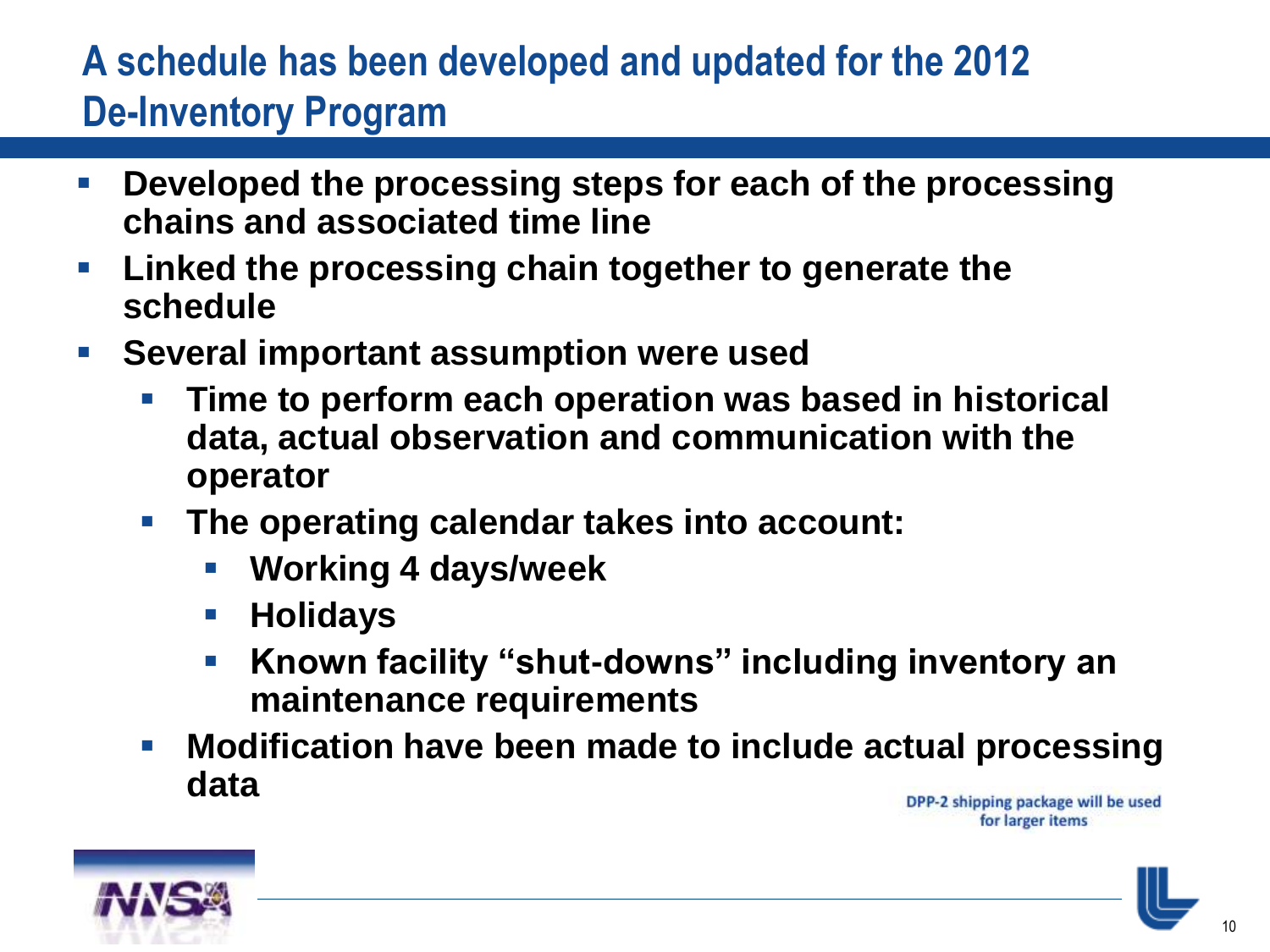## A schedule has been developed and updated for the 2012 De-Inventory Program

- Developed the processing steps for each of the processing chains and associated time line
- Linked the processing chain together to generate the schedule
- Several important assumption were used
  - Time to perform each operation was based in historical data, actual observation and communication with the operator
  - The operating calendar takes into account:
    - Working 4 days/week
    - Holidays
    - Known facility "shut-downs" including inventory an maintenance requirements
  - Modification have been made to include actual processing data

DPP-2 shipping package will be used for larger items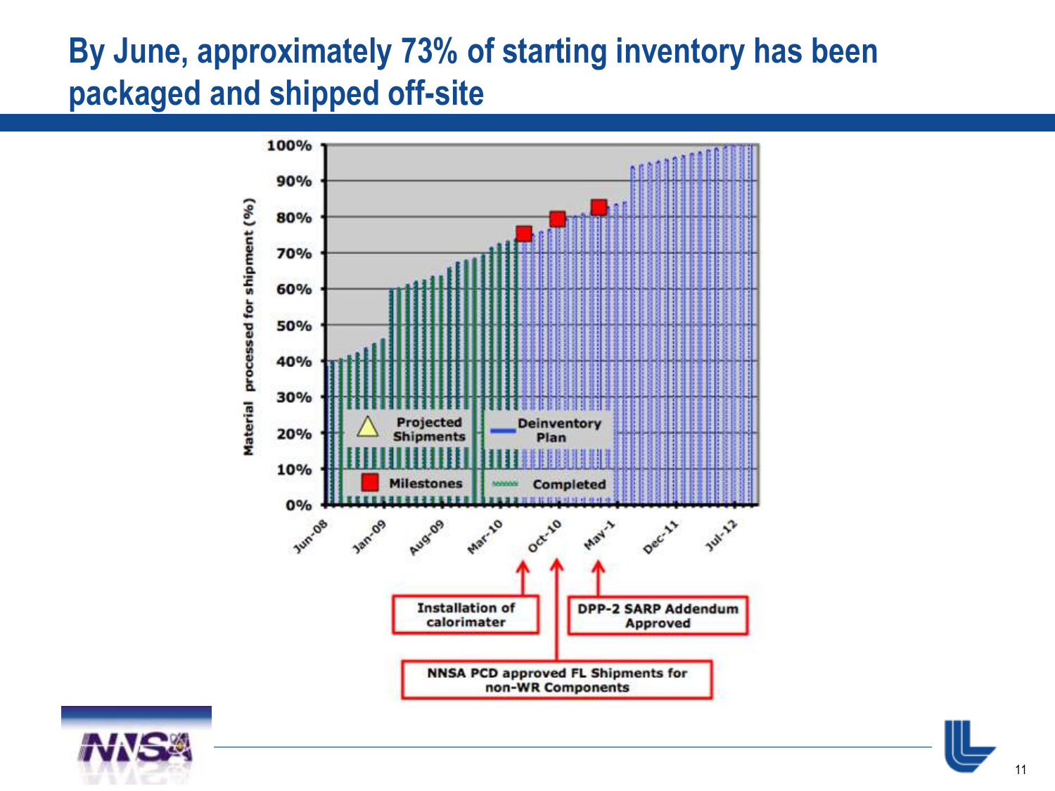# By June, approximately 73% of starting inventory has been packaged and shipped off-site

Material processed for shipment (%)

100%
90%
80%
70%
60%
50%
40%
30%
20%
10%
0%

Jun-08 | Jan-09 | Aug-09 | Mar-10 | Oct-10 | May-1 | Dec-11 | Jul-12

Projected Shipments

Deinventory Plan

Milestones

Completed

Installation of calorimater

DPP-2 SARP Addendum Approved

NNSA PCD approved FL Shipments for non-WR Components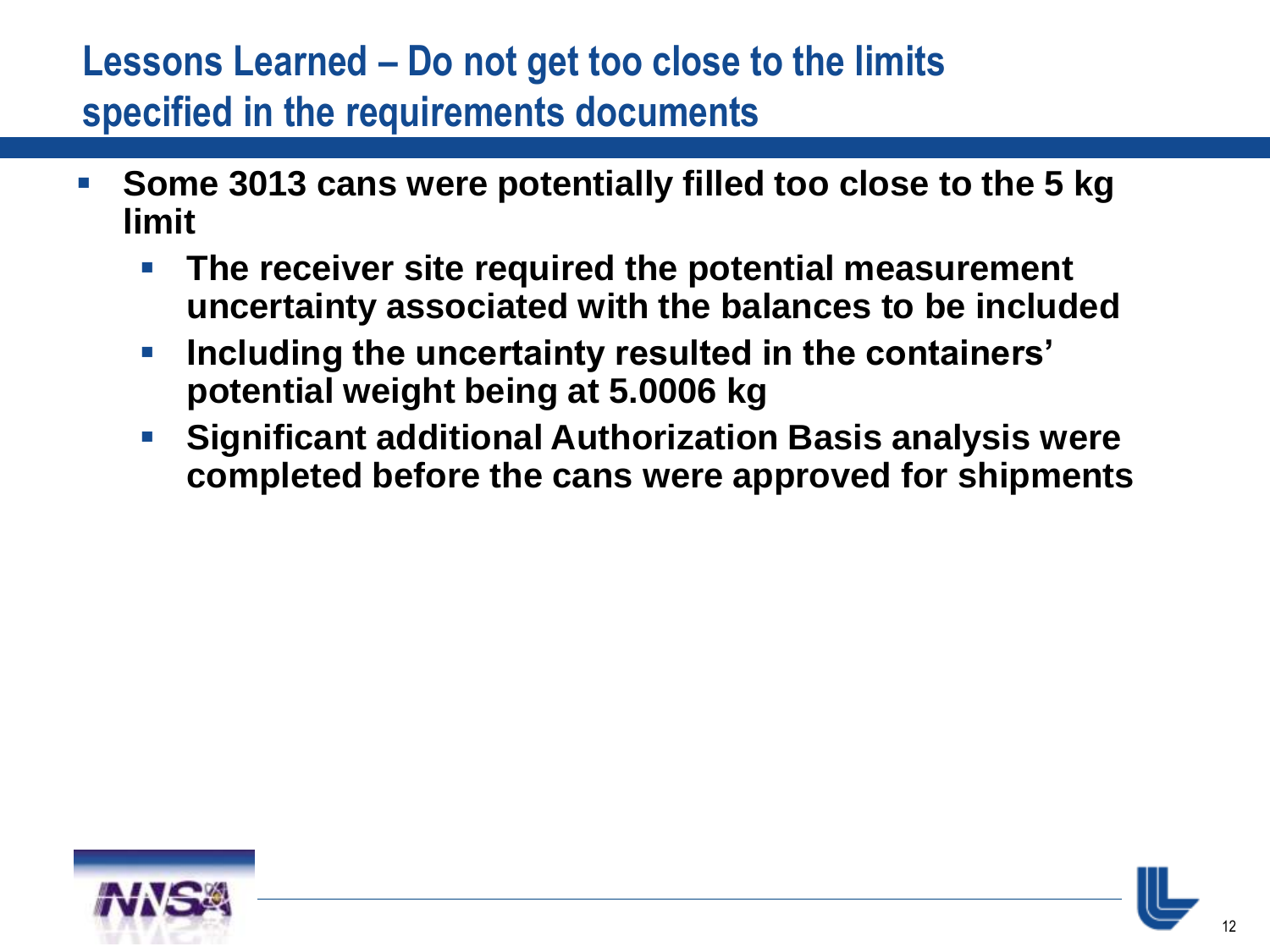# Lessons Learned – Do not get too close to the limits specified in the requirements documents

- **Some 3013 cans were potentially filled too close to the 5 kg limit**
  - **The receiver site required the potential measurement uncertainty associated with the balances to be included**
  - **Including the uncertainty resulted in the containers' potential weight being at 5.0006 kg**
  - **Significant additional Authorization Basis analysis were completed before the cans were approved for shipments**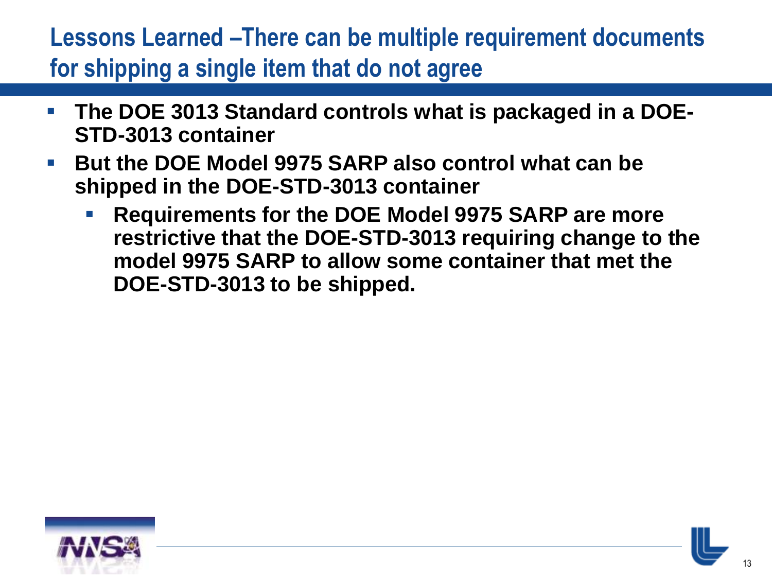# Lessons Learned –There can be multiple requirement documents for shipping a single item that do not agree

- **The DOE 3013 Standard controls what is packaged in a DOE-STD-3013 container**
- **But the DOE Model 9975 SARP also control what can be shipped in the DOE-STD-3013 container**
  - **Requirements for the DOE Model 9975 SARP are more restrictive that the DOE-STD-3013 requiring change to the model 9975 SARP to allow some container that met the DOE-STD-3013 to be shipped.**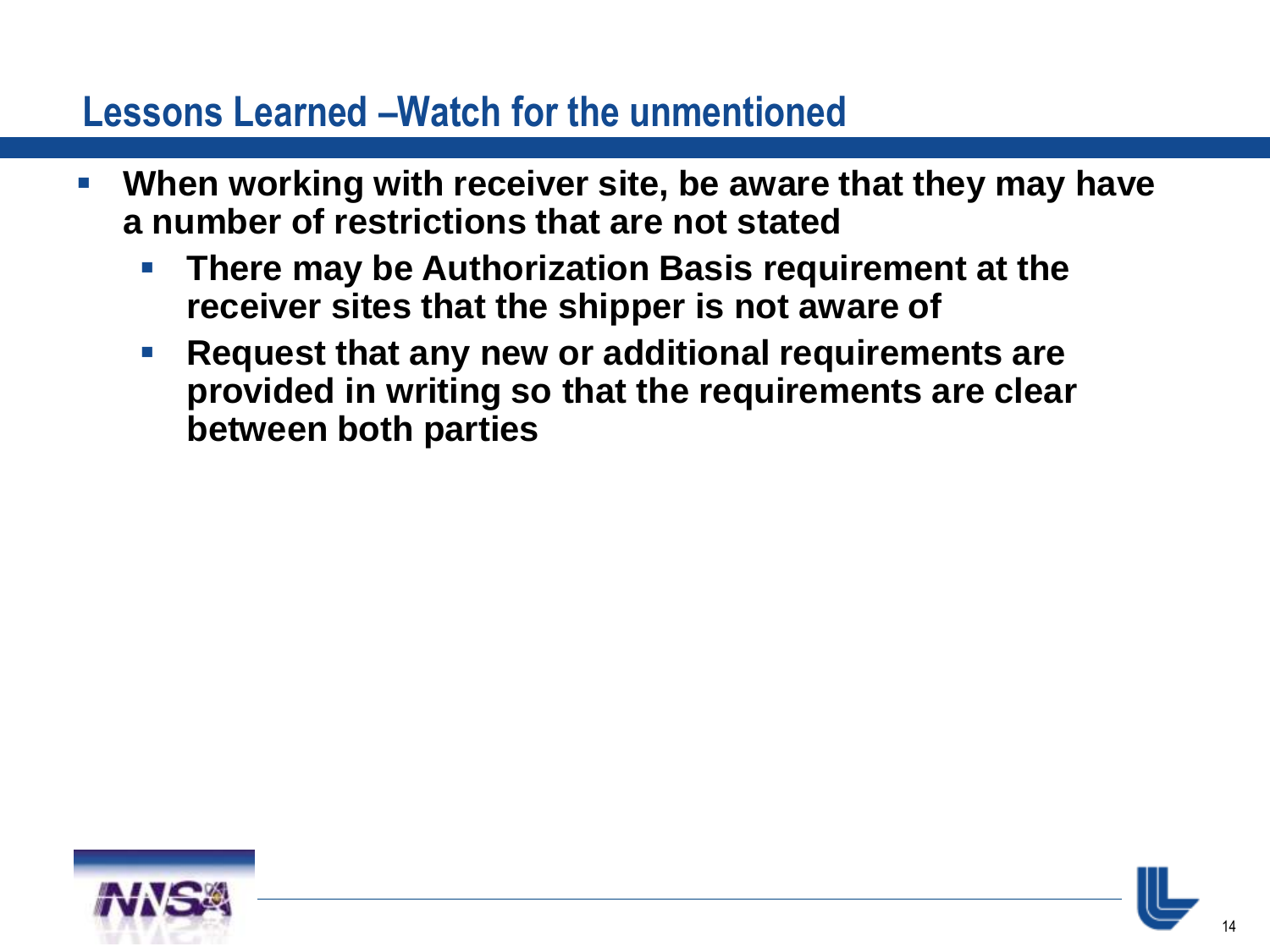## Lessons Learned –Watch for the unmentioned

- **When working with receiver site, be aware that they may have a number of restrictions that are not stated**
  - **There may be Authorization Basis requirement at the receiver sites that the shipper is not aware of**
  - **Request that any new or additional requirements are provided in writing so that the requirements are clear between both parties**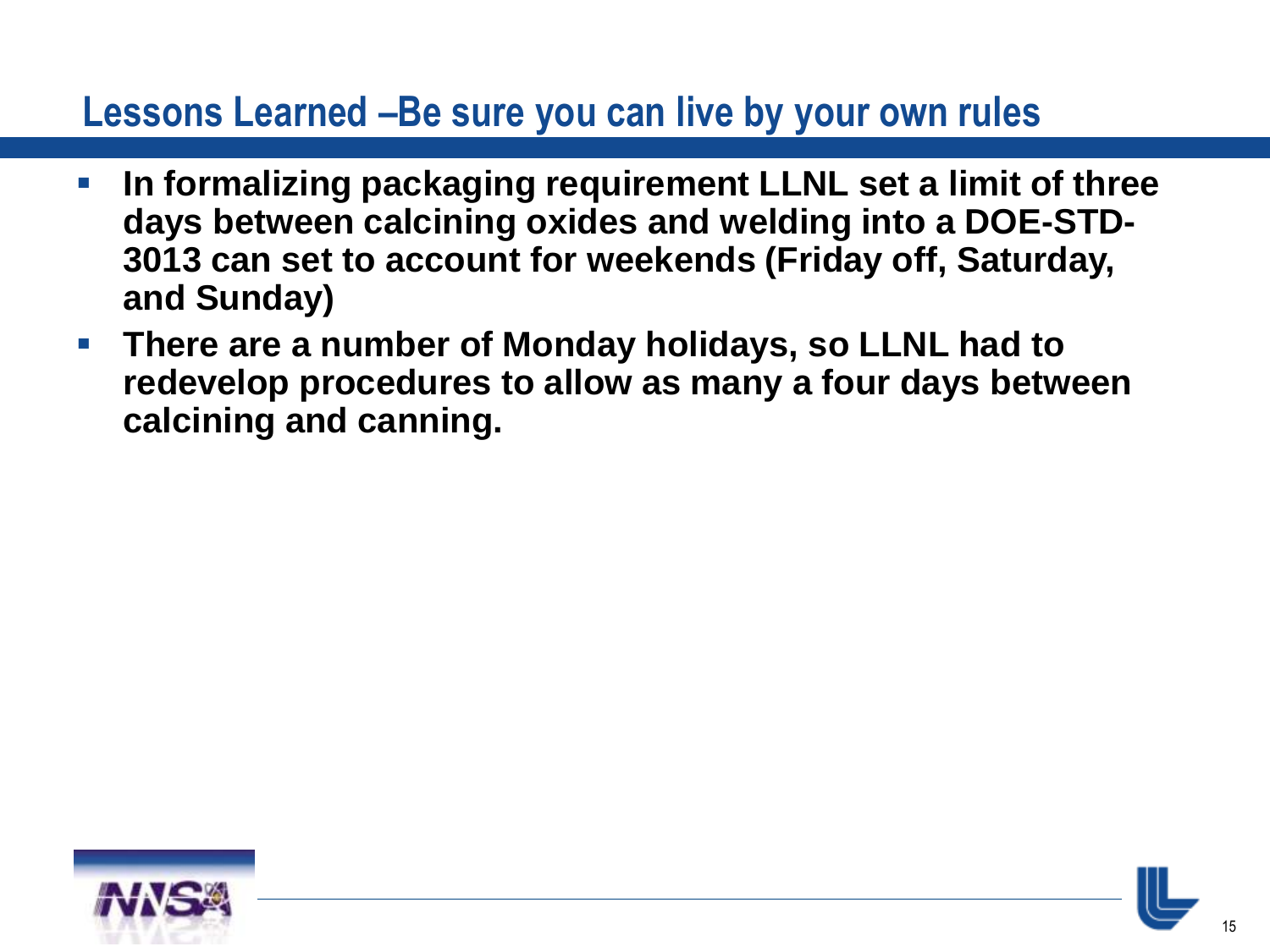## Lessons Learned –Be sure you can live by your own rules

- **In formalizing packaging requirement LLNL set a limit of three days between calcining oxides and welding into a DOE-STD-3013 can set to account for weekends (Friday off, Saturday, and Sunday)**
- **There are a number of Monday holidays, so LLNL had to redevelop procedures to allow as many a four days between calcining and canning.**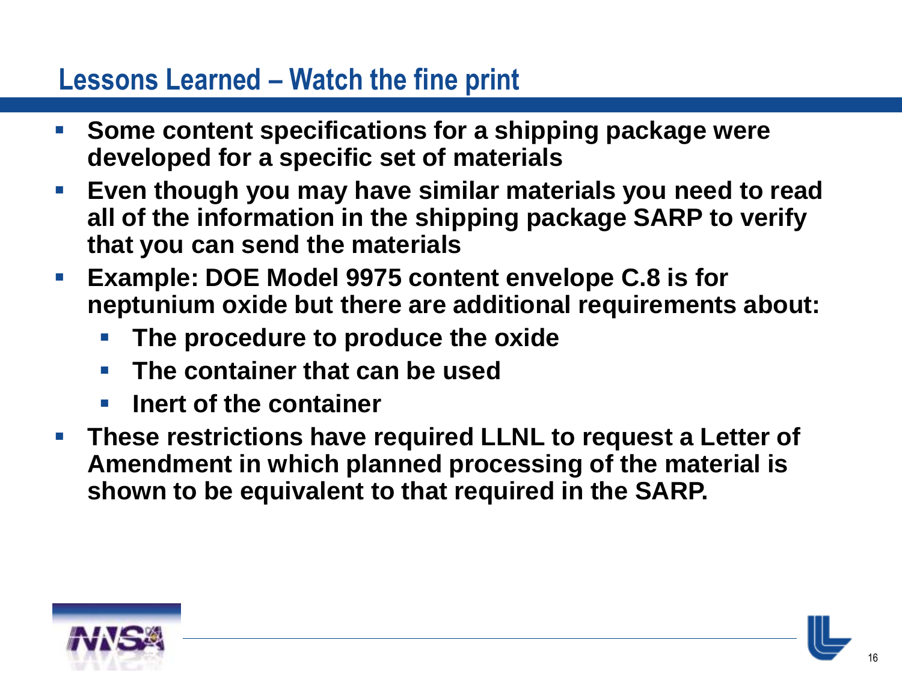## Lessons Learned – Watch the fine print

- **Some content specifications for a shipping package were developed for a specific set of materials**
- **Even though you may have similar materials you need to read all of the information in the shipping package SARP to verify that you can send the materials**
- **Example: DOE Model 9975 content envelope C.8 is for neptunium oxide but there are additional requirements about:**
  - **The procedure to produce the oxide**
  - **The container that can be used**
  - **Inert of the container**
- **These restrictions have required LLNL to request a Letter of Amendment in which planned processing of the material is shown to be equivalent to that required in the SARP.**